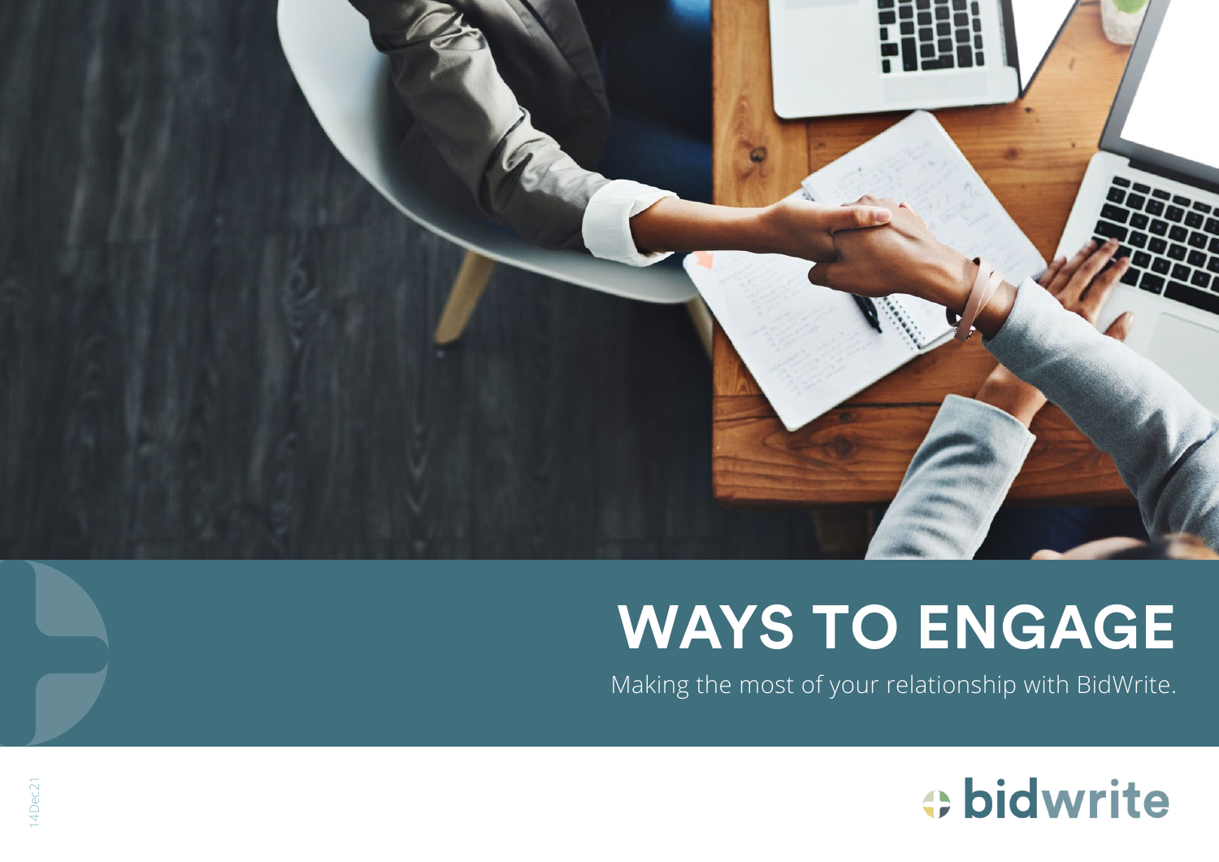# WAYS TO ENGAGE

Making the most of your relationship with BidWrite.

14Dec21

bidwrite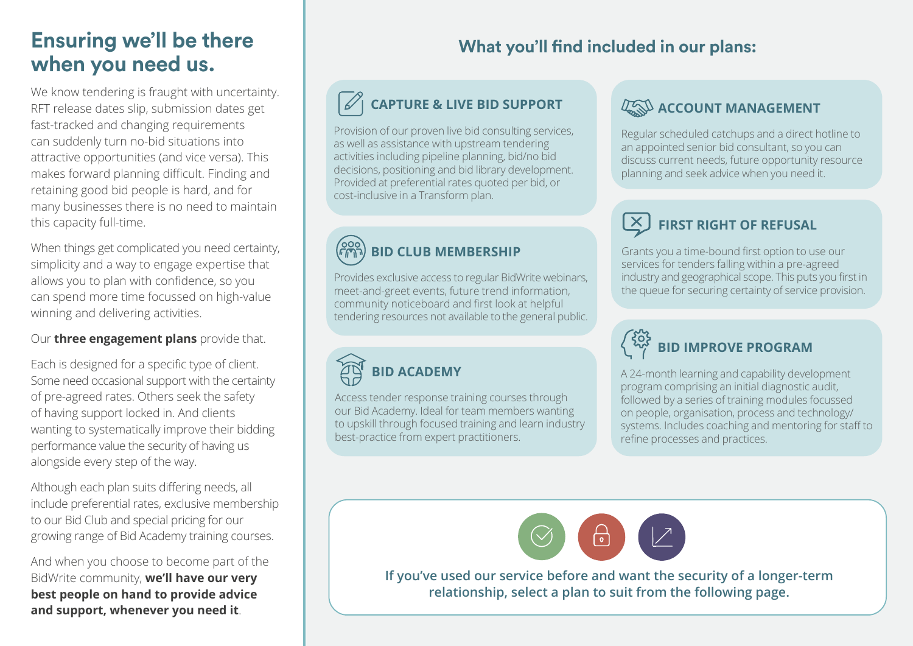## Ensuring we'll be there when you need us.

We know tendering is fraught with uncertainty. RFT release dates slip, submission dates get fast-tracked and changing requirements can suddenly turn no-bid situations into attractive opportunities (and vice versa). This makes forward planning difficult. Finding and retaining good bid people is hard, and for many businesses there is no need to maintain this capacity full-time.

When things get complicated you need certainty, simplicity and a way to engage expertise that allows you to plan with confidence, so you can spend more time focussed on high-value winning and delivering activities.

Our **three engagement plans** provide that.

Each is designed for a specific type of client. Some need occasional support with the certainty of pre-agreed rates. Others seek the safety of having support locked in. And clients wanting to systematically improve their bidding performance value the security of having us alongside every step of the way.

Although each plan suits differing needs, all include preferential rates, exclusive membership to our Bid Club and special pricing for our growing range of Bid Academy training courses.

And when you choose to become part of the BidWrite community, **we'll have our very best people on hand to provide advice and support, whenever you need it**.

## What you'll find included in our plans:

### CAPTURE & LIVE BID SUPPORT

Provision of our proven live bid consulting services, as well as assistance with upstream tendering activities including pipeline planning, bid/no bid decisions, positioning and bid library development. Provided at preferential rates quoted per bid, or cost-inclusive in a Transform plan.

### BID CLUB MEMBERSHIP

Provides exclusive access to regular BidWrite webinars, meet-and-greet events, future trend information, community noticeboard and first look at helpful tendering resources not available to the general public.

### BID ACADEMY

Access tender response training courses through our Bid Academy. Ideal for team members wanting to upskill through focused training and learn industry best-practice from expert practitioners.

### ACCOUNT MANAGEMENT

Regular scheduled catchups and a direct hotline to an appointed senior bid consultant, so you can discuss current needs, future opportunity resource planning and seek advice when you need it.

### FIRST RIGHT OF REFUSAL

Grants you a time-bound first option to use our services for tenders falling within a pre-agreed industry and geographical scope. This puts you first in the queue for securing certainty of service provision.

### BID IMPROVE PROGRAM

A 24-month learning and capability development program comprising an initial diagnostic audit, followed by a series of training modules focussed on people, organisation, process and technology/systems. Includes coaching and mentoring for staff to refine processes and practices.

**If you've used our service before and want the security of a longer-term relationship, select a plan to suit from the following page.**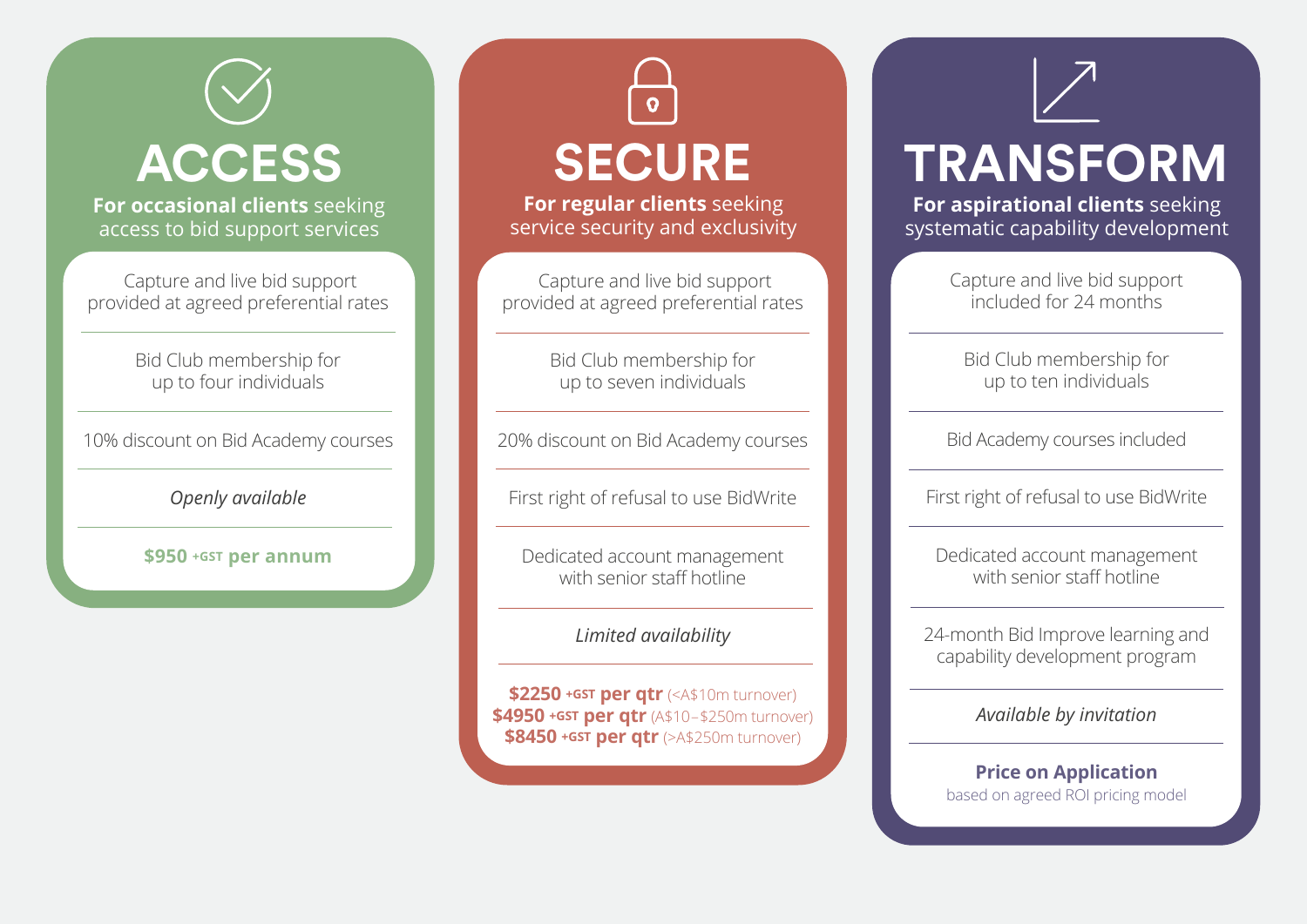## ACCESS

**For occasional clients** seeking access to bid support services

- Capture and live bid support provided at agreed preferential rates
- Bid Club membership for up to four individuals
- 10% discount on Bid Academy courses
- *Openly available*
- **$950 +GST per annum**

## SECURE

**For regular clients** seeking service security and exclusivity

- Capture and live bid support provided at agreed preferential rates
- Bid Club membership for up to seven individuals
- 20% discount on Bid Academy courses
- First right of refusal to use BidWrite
- Dedicated account management with senior staff hotline
- *Limited availability*
- **$2250 +GST per qtr** (<A$10m turnover)  
  **$4950 +GST per qtr** (A$10–$250m turnover)  
  **$8450 +GST per qtr** (>A$250m turnover)

## TRANSFORM

**For aspirational clients** seeking systematic capability development

- Capture and live bid support included for 24 months
- Bid Club membership for up to ten individuals
- Bid Academy courses included
- First right of refusal to use BidWrite
- Dedicated account management with senior staff hotline
- 24-month Bid Improve learning and capability development program
- *Available by invitation*
- **Price on Application**  
  based on agreed ROI pricing model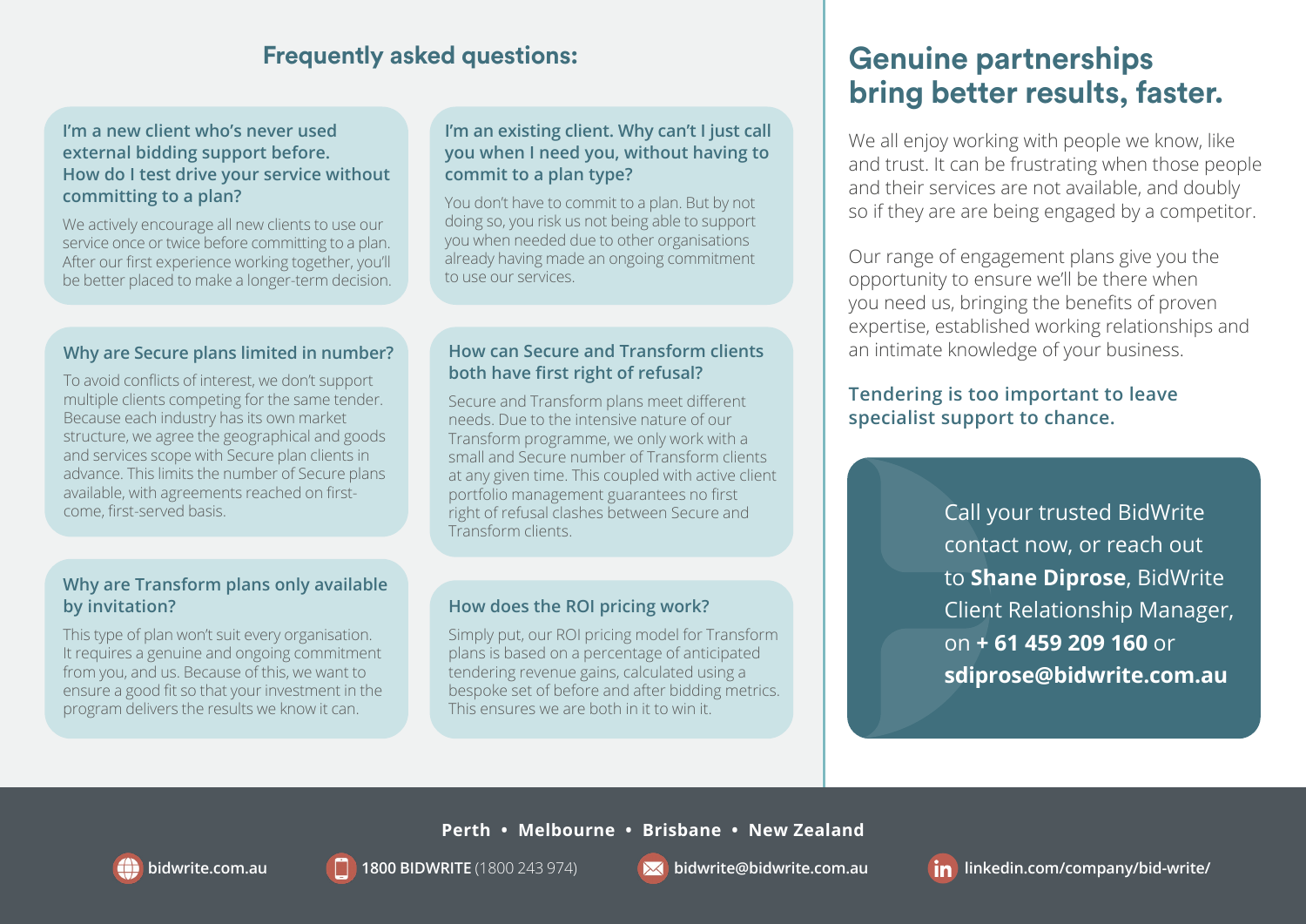## Frequently asked questions:

**I'm a new client who's never used external bidding support before. How do I test drive your service without committing to a plan?**

We actively encourage all new clients to use our service once or twice before committing to a plan. After our first experience working together, you'll be better placed to make a longer-term decision.

**I'm an existing client. Why can't I just call you when I need you, without having to commit to a plan type?**

You don't have to commit to a plan. But by not doing so, you risk us not being able to support you when needed due to other organisations already having made an ongoing commitment to use our services.

**Why are Secure plans limited in number?**

To avoid conflicts of interest, we don't support multiple clients competing for the same tender. Because each industry has its own market structure, we agree the geographical and goods and services scope with Secure plan clients in advance. This limits the number of Secure plans available, with agreements reached on first-come, first-served basis.

**How can Secure and Transform clients both have first right of refusal?**

Secure and Transform plans meet different needs. Due to the intensive nature of our Transform programme, we only work with a small and Secure number of Transform clients at any given time. This coupled with active client portfolio management guarantees no first right of refusal clashes between Secure and Transform clients.

**Why are Transform plans only available by invitation?**

This type of plan won't suit every organisation. It requires a genuine and ongoing commitment from you, and us. Because of this, we want to ensure a good fit so that your investment in the program delivers the results we know it can.

**How does the ROI pricing work?**

Simply put, our ROI pricing model for Transform plans is based on a percentage of anticipated tendering revenue gains, calculated using a bespoke set of before and after bidding metrics. This ensures we are both in it to win it.

# Genuine partnerships bring better results, faster.

We all enjoy working with people we know, like and trust. It can be frustrating when those people and their services are not available, and doubly so if they are are being engaged by a competitor.

Our range of engagement plans give you the opportunity to ensure we'll be there when you need us, bringing the benefits of proven expertise, established working relationships and an intimate knowledge of your business.

**Tendering is too important to leave specialist support to chance.**

Call your trusted BidWrite contact now, or reach out to **Shane Diprose**, BidWrite Client Relationship Manager, on **+ 61 459 209 160** or **sdiprose@bidwrite.com.au**

**Perth • Melbourne • Brisbane • New Zealand**

**bidwrite.com.au** **1800 BIDWRITE** (1800 243 974) **bidwrite@bidwrite.com.au** **linkedin.com/company/bid-write/**